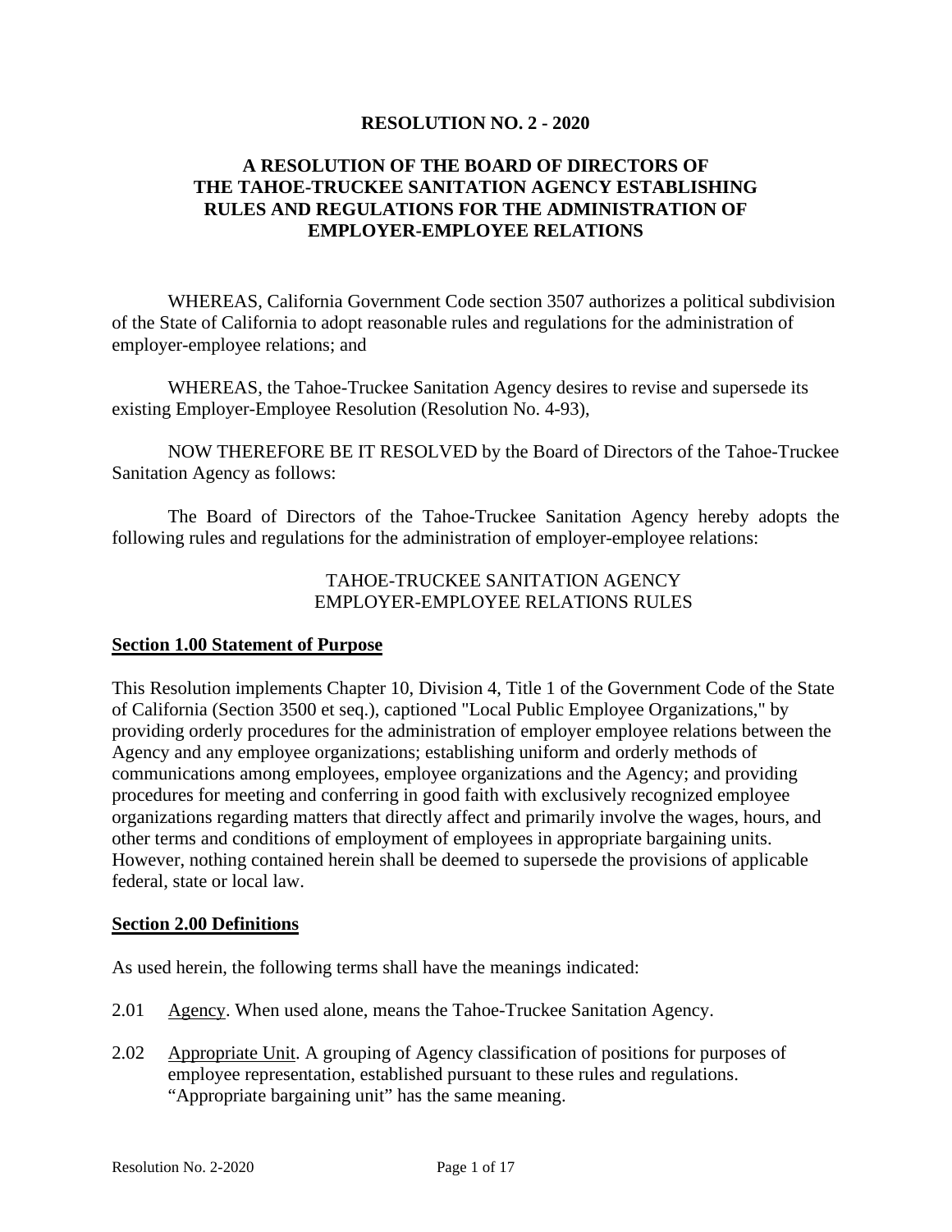**RESOLUTION NO. 2 - 2020**

**A RESOLUTION OF THE BOARD OF DIRECTORS OF THE TAHOE-TRUCKEE SANITATION AGENCY ESTABLISHING RULES AND REGULATIONS FOR THE ADMINISTRATION OF EMPLOYER-EMPLOYEE RELATIONS**

WHEREAS, California Government Code section 3507 authorizes a political subdivision of the State of California to adopt reasonable rules and regulations for the administration of employer-employee relations; and

WHEREAS, the Tahoe-Truckee Sanitation Agency desires to revise and supersede its existing Employer-Employee Resolution (Resolution No. 4-93),

NOW THEREFORE BE IT RESOLVED by the Board of Directors of the Tahoe-Truckee Sanitation Agency as follows:

The Board of Directors of the Tahoe-Truckee Sanitation Agency hereby adopts the following rules and regulations for the administration of employer-employee relations:

TAHOE-TRUCKEE SANITATION AGENCY
EMPLOYER-EMPLOYEE RELATIONS RULES

## Section 1.00 Statement of Purpose

This Resolution implements Chapter 10, Division 4, Title 1 of the Government Code of the State of California (Section 3500 et seq.), captioned "Local Public Employee Organizations," by providing orderly procedures for the administration of employer employee relations between the Agency and any employee organizations; establishing uniform and orderly methods of communications among employees, employee organizations and the Agency; and providing procedures for meeting and conferring in good faith with exclusively recognized employee organizations regarding matters that directly affect and primarily involve the wages, hours, and other terms and conditions of employment of employees in appropriate bargaining units. However, nothing contained herein shall be deemed to supersede the provisions of applicable federal, state or local law.

## Section 2.00 Definitions

As used herein, the following terms shall have the meanings indicated:

2.01 Agency. When used alone, means the Tahoe-Truckee Sanitation Agency.

2.02 Appropriate Unit. A grouping of Agency classification of positions for purposes of employee representation, established pursuant to these rules and regulations. "Appropriate bargaining unit" has the same meaning.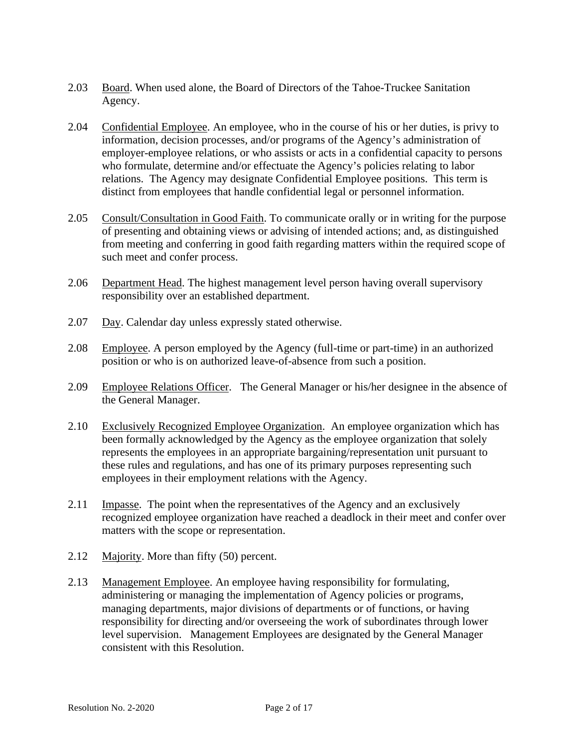2.03 Board. When used alone, the Board of Directors of the Tahoe-Truckee Sanitation Agency.

2.04 Confidential Employee. An employee, who in the course of his or her duties, is privy to information, decision processes, and/or programs of the Agency's administration of employer-employee relations, or who assists or acts in a confidential capacity to persons who formulate, determine and/or effectuate the Agency's policies relating to labor relations. The Agency may designate Confidential Employee positions. This term is distinct from employees that handle confidential legal or personnel information.

2.05 Consult/Consultation in Good Faith. To communicate orally or in writing for the purpose of presenting and obtaining views or advising of intended actions; and, as distinguished from meeting and conferring in good faith regarding matters within the required scope of such meet and confer process.

2.06 Department Head. The highest management level person having overall supervisory responsibility over an established department.

2.07 Day. Calendar day unless expressly stated otherwise.

2.08 Employee. A person employed by the Agency (full-time or part-time) in an authorized position or who is on authorized leave-of-absence from such a position.

2.09 Employee Relations Officer. The General Manager or his/her designee in the absence of the General Manager.

2.10 Exclusively Recognized Employee Organization. An employee organization which has been formally acknowledged by the Agency as the employee organization that solely represents the employees in an appropriate bargaining/representation unit pursuant to these rules and regulations, and has one of its primary purposes representing such employees in their employment relations with the Agency.

2.11 Impasse. The point when the representatives of the Agency and an exclusively recognized employee organization have reached a deadlock in their meet and confer over matters with the scope or representation.

2.12 Majority. More than fifty (50) percent.

2.13 Management Employee. An employee having responsibility for formulating, administering or managing the implementation of Agency policies or programs, managing departments, major divisions of departments or of functions, or having responsibility for directing and/or overseeing the work of subordinates through lower level supervision. Management Employees are designated by the General Manager consistent with this Resolution.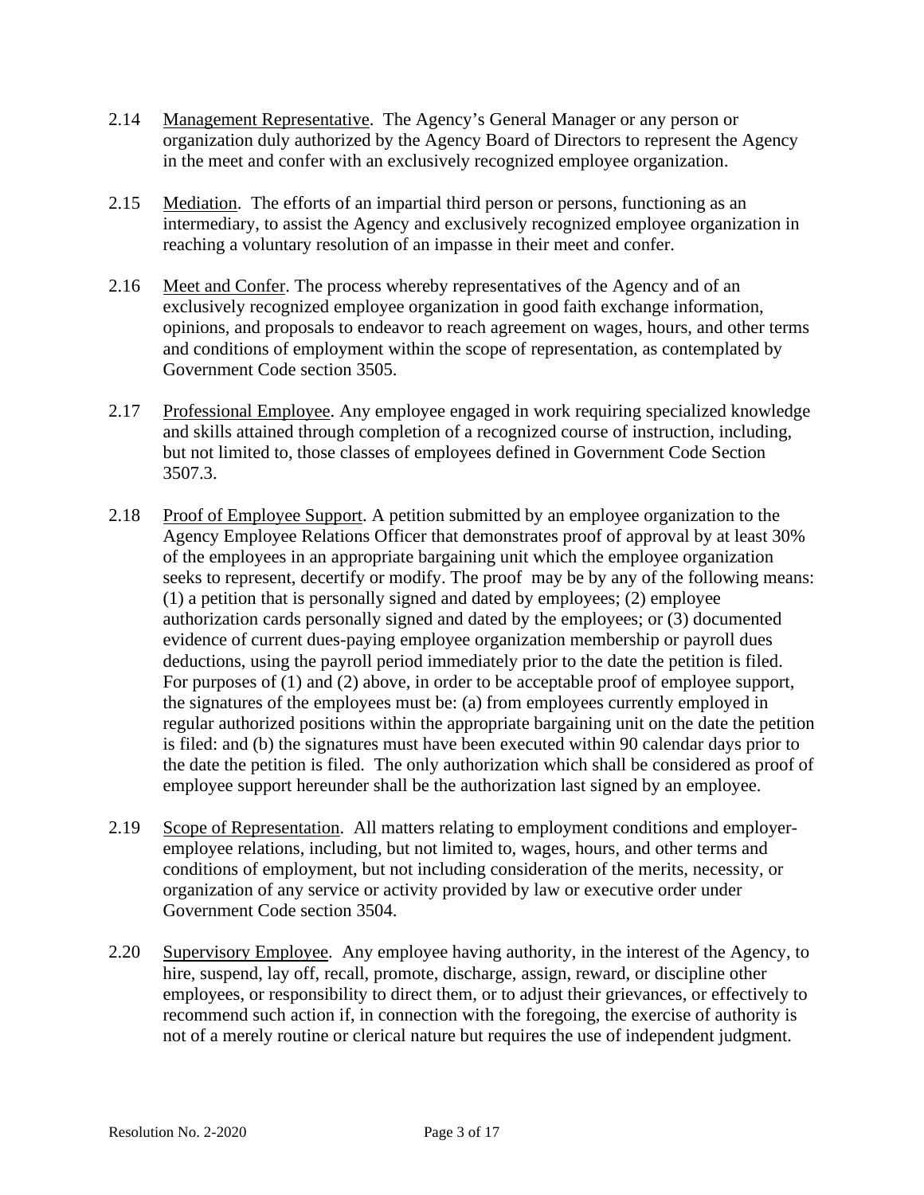2.14 Management Representative. The Agency's General Manager or any person or organization duly authorized by the Agency Board of Directors to represent the Agency in the meet and confer with an exclusively recognized employee organization.

2.15 Mediation. The efforts of an impartial third person or persons, functioning as an intermediary, to assist the Agency and exclusively recognized employee organization in reaching a voluntary resolution of an impasse in their meet and confer.

2.16 Meet and Confer. The process whereby representatives of the Agency and of an exclusively recognized employee organization in good faith exchange information, opinions, and proposals to endeavor to reach agreement on wages, hours, and other terms and conditions of employment within the scope of representation, as contemplated by Government Code section 3505.

2.17 Professional Employee. Any employee engaged in work requiring specialized knowledge and skills attained through completion of a recognized course of instruction, including, but not limited to, those classes of employees defined in Government Code Section 3507.3.

2.18 Proof of Employee Support. A petition submitted by an employee organization to the Agency Employee Relations Officer that demonstrates proof of approval by at least 30% of the employees in an appropriate bargaining unit which the employee organization seeks to represent, decertify or modify. The proof may be by any of the following means: (1) a petition that is personally signed and dated by employees; (2) employee authorization cards personally signed and dated by the employees; or (3) documented evidence of current dues-paying employee organization membership or payroll dues deductions, using the payroll period immediately prior to the date the petition is filed. For purposes of (1) and (2) above, in order to be acceptable proof of employee support, the signatures of the employees must be: (a) from employees currently employed in regular authorized positions within the appropriate bargaining unit on the date the petition is filed: and (b) the signatures must have been executed within 90 calendar days prior to the date the petition is filed. The only authorization which shall be considered as proof of employee support hereunder shall be the authorization last signed by an employee.

2.19 Scope of Representation. All matters relating to employment conditions and employer-employee relations, including, but not limited to, wages, hours, and other terms and conditions of employment, but not including consideration of the merits, necessity, or organization of any service or activity provided by law or executive order under Government Code section 3504.

2.20 Supervisory Employee. Any employee having authority, in the interest of the Agency, to hire, suspend, lay off, recall, promote, discharge, assign, reward, or discipline other employees, or responsibility to direct them, or to adjust their grievances, or effectively to recommend such action if, in connection with the foregoing, the exercise of authority is not of a merely routine or clerical nature but requires the use of independent judgment.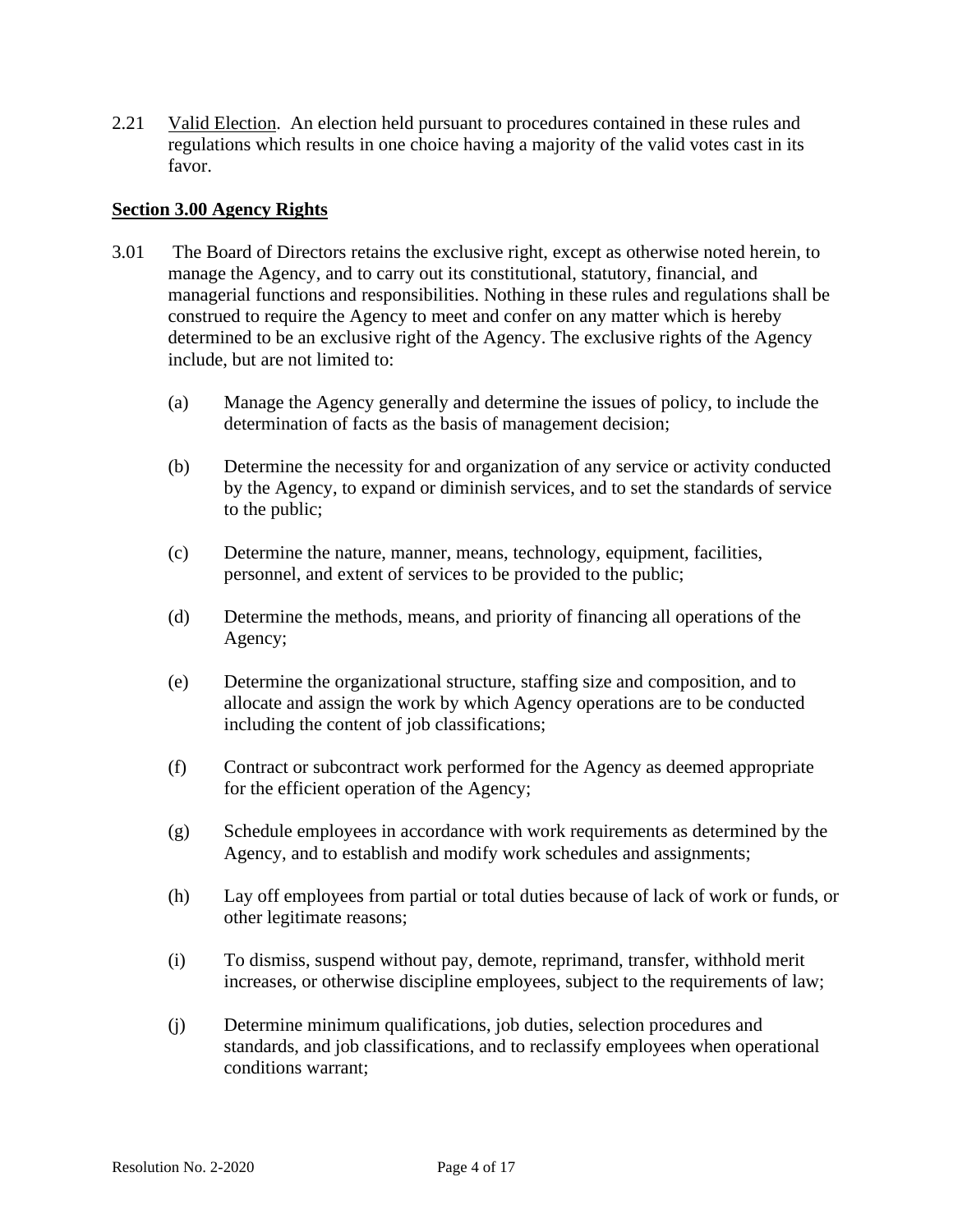2.21 Valid Election. An election held pursuant to procedures contained in these rules and regulations which results in one choice having a majority of the valid votes cast in its favor.

**Section 3.00 Agency Rights**

3.01 The Board of Directors retains the exclusive right, except as otherwise noted herein, to manage the Agency, and to carry out its constitutional, statutory, financial, and managerial functions and responsibilities. Nothing in these rules and regulations shall be construed to require the Agency to meet and confer on any matter which is hereby determined to be an exclusive right of the Agency. The exclusive rights of the Agency include, but are not limited to:

(a) Manage the Agency generally and determine the issues of policy, to include the determination of facts as the basis of management decision;

(b) Determine the necessity for and organization of any service or activity conducted by the Agency, to expand or diminish services, and to set the standards of service to the public;

(c) Determine the nature, manner, means, technology, equipment, facilities, personnel, and extent of services to be provided to the public;

(d) Determine the methods, means, and priority of financing all operations of the Agency;

(e) Determine the organizational structure, staffing size and composition, and to allocate and assign the work by which Agency operations are to be conducted including the content of job classifications;

(f) Contract or subcontract work performed for the Agency as deemed appropriate for the efficient operation of the Agency;

(g) Schedule employees in accordance with work requirements as determined by the Agency, and to establish and modify work schedules and assignments;

(h) Lay off employees from partial or total duties because of lack of work or funds, or other legitimate reasons;

(i) To dismiss, suspend without pay, demote, reprimand, transfer, withhold merit increases, or otherwise discipline employees, subject to the requirements of law;

(j) Determine minimum qualifications, job duties, selection procedures and standards, and job classifications, and to reclassify employees when operational conditions warrant;

Resolution No. 2-2020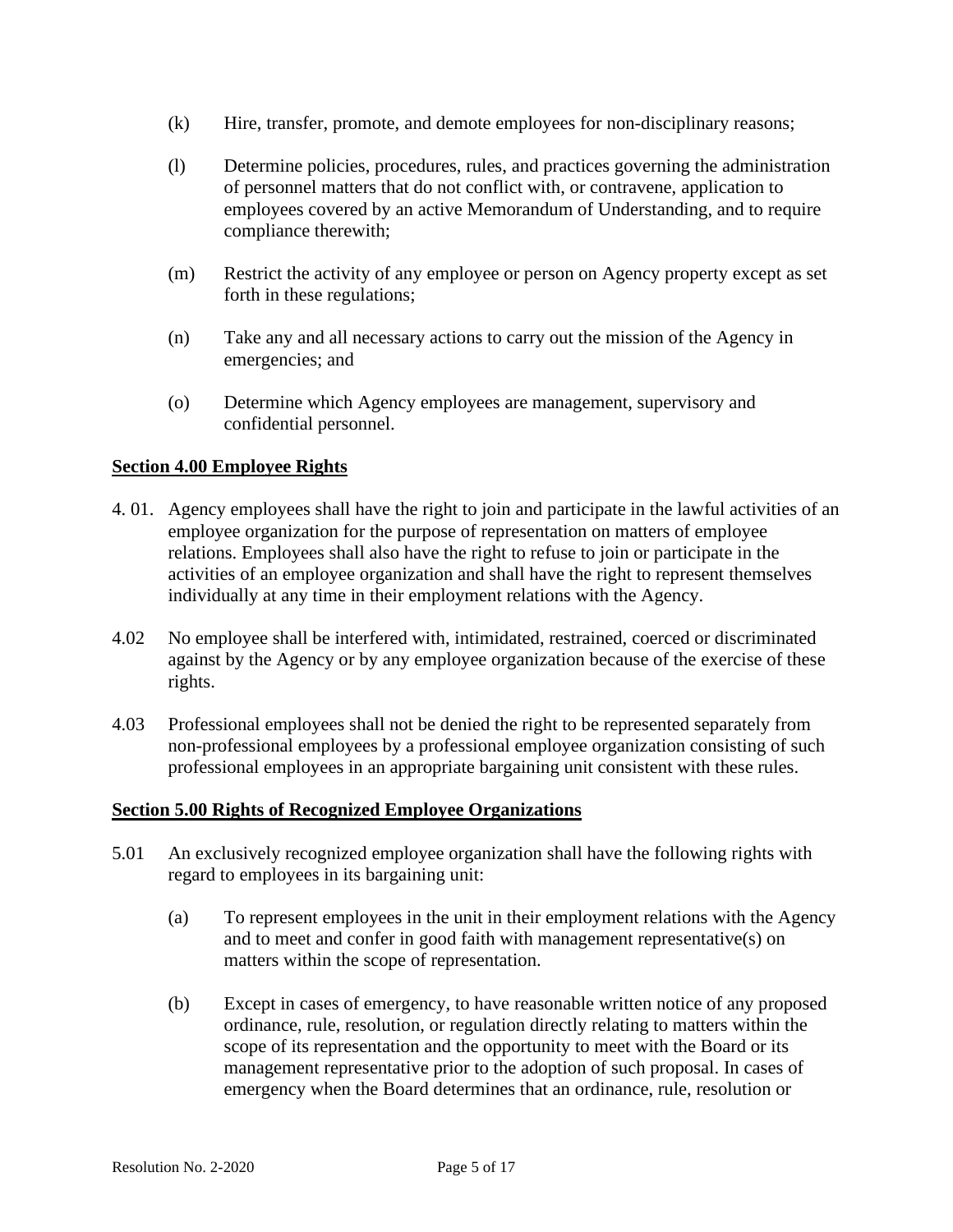(k) Hire, transfer, promote, and demote employees for non-disciplinary reasons;

(l) Determine policies, procedures, rules, and practices governing the administration of personnel matters that do not conflict with, or contravene, application to employees covered by an active Memorandum of Understanding, and to require compliance therewith;

(m) Restrict the activity of any employee or person on Agency property except as set forth in these regulations;

(n) Take any and all necessary actions to carry out the mission of the Agency in emergencies; and

(o) Determine which Agency employees are management, supervisory and confidential personnel.

**Section 4.00 Employee Rights**

4. 01. Agency employees shall have the right to join and participate in the lawful activities of an employee organization for the purpose of representation on matters of employee relations. Employees shall also have the right to refuse to join or participate in the activities of an employee organization and shall have the right to represent themselves individually at any time in their employment relations with the Agency.

4.02 No employee shall be interfered with, intimidated, restrained, coerced or discriminated against by the Agency or by any employee organization because of the exercise of these rights.

4.03 Professional employees shall not be denied the right to be represented separately from non-professional employees by a professional employee organization consisting of such professional employees in an appropriate bargaining unit consistent with these rules.

**Section 5.00 Rights of Recognized Employee Organizations**

5.01 An exclusively recognized employee organization shall have the following rights with regard to employees in its bargaining unit:

(a) To represent employees in the unit in their employment relations with the Agency and to meet and confer in good faith with management representative(s) on matters within the scope of representation.

(b) Except in cases of emergency, to have reasonable written notice of any proposed ordinance, rule, resolution, or regulation directly relating to matters within the scope of its representation and the opportunity to meet with the Board or its management representative prior to the adoption of such proposal. In cases of emergency when the Board determines that an ordinance, rule, resolution or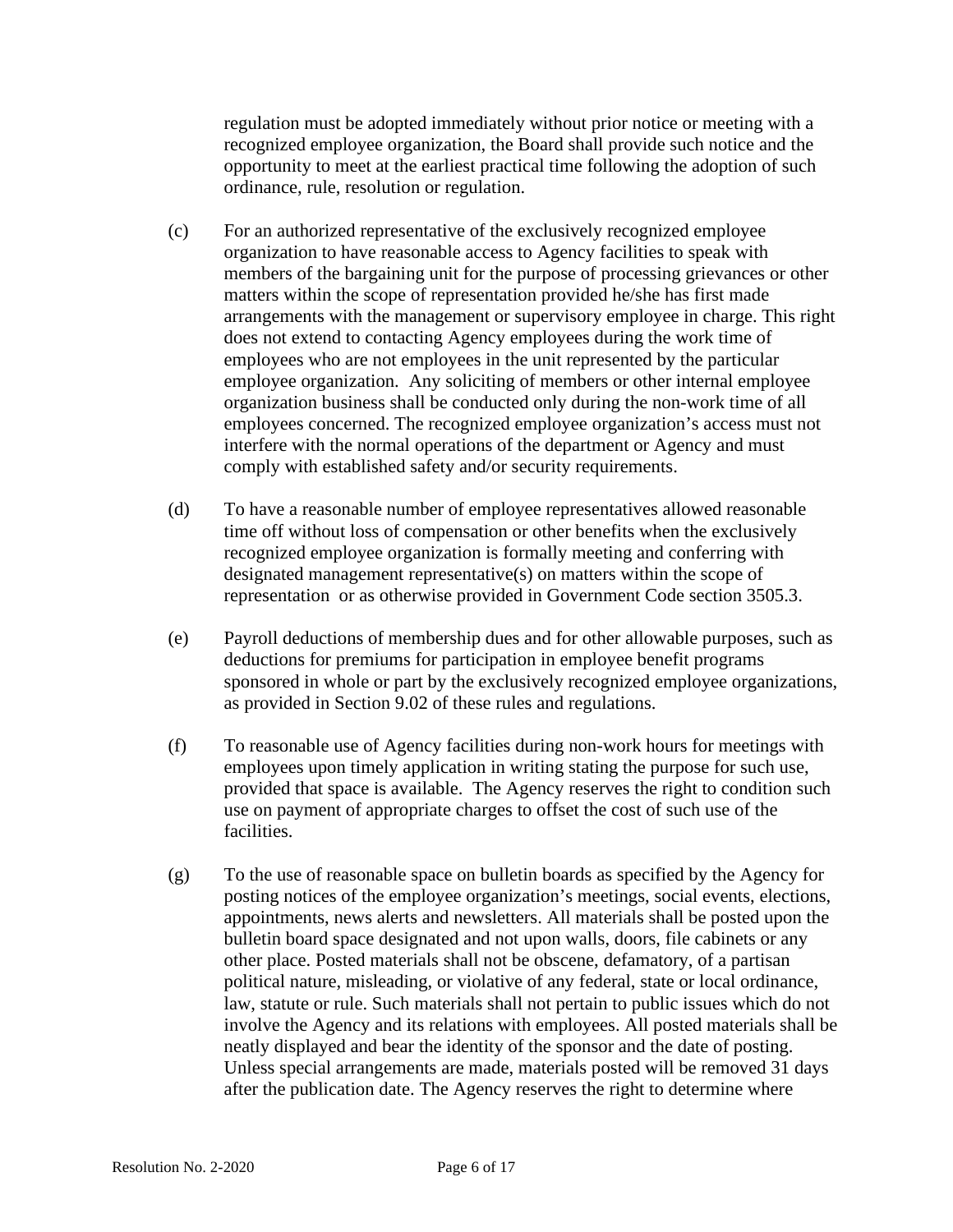regulation must be adopted immediately without prior notice or meeting with a recognized employee organization, the Board shall provide such notice and the opportunity to meet at the earliest practical time following the adoption of such ordinance, rule, resolution or regulation.

(c) For an authorized representative of the exclusively recognized employee organization to have reasonable access to Agency facilities to speak with members of the bargaining unit for the purpose of processing grievances or other matters within the scope of representation provided he/she has first made arrangements with the management or supervisory employee in charge. This right does not extend to contacting Agency employees during the work time of employees who are not employees in the unit represented by the particular employee organization. Any soliciting of members or other internal employee organization business shall be conducted only during the non-work time of all employees concerned. The recognized employee organization's access must not interfere with the normal operations of the department or Agency and must comply with established safety and/or security requirements.

(d) To have a reasonable number of employee representatives allowed reasonable time off without loss of compensation or other benefits when the exclusively recognized employee organization is formally meeting and conferring with designated management representative(s) on matters within the scope of representation or as otherwise provided in Government Code section 3505.3.

(e) Payroll deductions of membership dues and for other allowable purposes, such as deductions for premiums for participation in employee benefit programs sponsored in whole or part by the exclusively recognized employee organizations, as provided in Section 9.02 of these rules and regulations.

(f) To reasonable use of Agency facilities during non-work hours for meetings with employees upon timely application in writing stating the purpose for such use, provided that space is available. The Agency reserves the right to condition such use on payment of appropriate charges to offset the cost of such use of the facilities.

(g) To the use of reasonable space on bulletin boards as specified by the Agency for posting notices of the employee organization's meetings, social events, elections, appointments, news alerts and newsletters. All materials shall be posted upon the bulletin board space designated and not upon walls, doors, file cabinets or any other place. Posted materials shall not be obscene, defamatory, of a partisan political nature, misleading, or violative of any federal, state or local ordinance, law, statute or rule. Such materials shall not pertain to public issues which do not involve the Agency and its relations with employees. All posted materials shall be neatly displayed and bear the identity of the sponsor and the date of posting. Unless special arrangements are made, materials posted will be removed 31 days after the publication date. The Agency reserves the right to determine where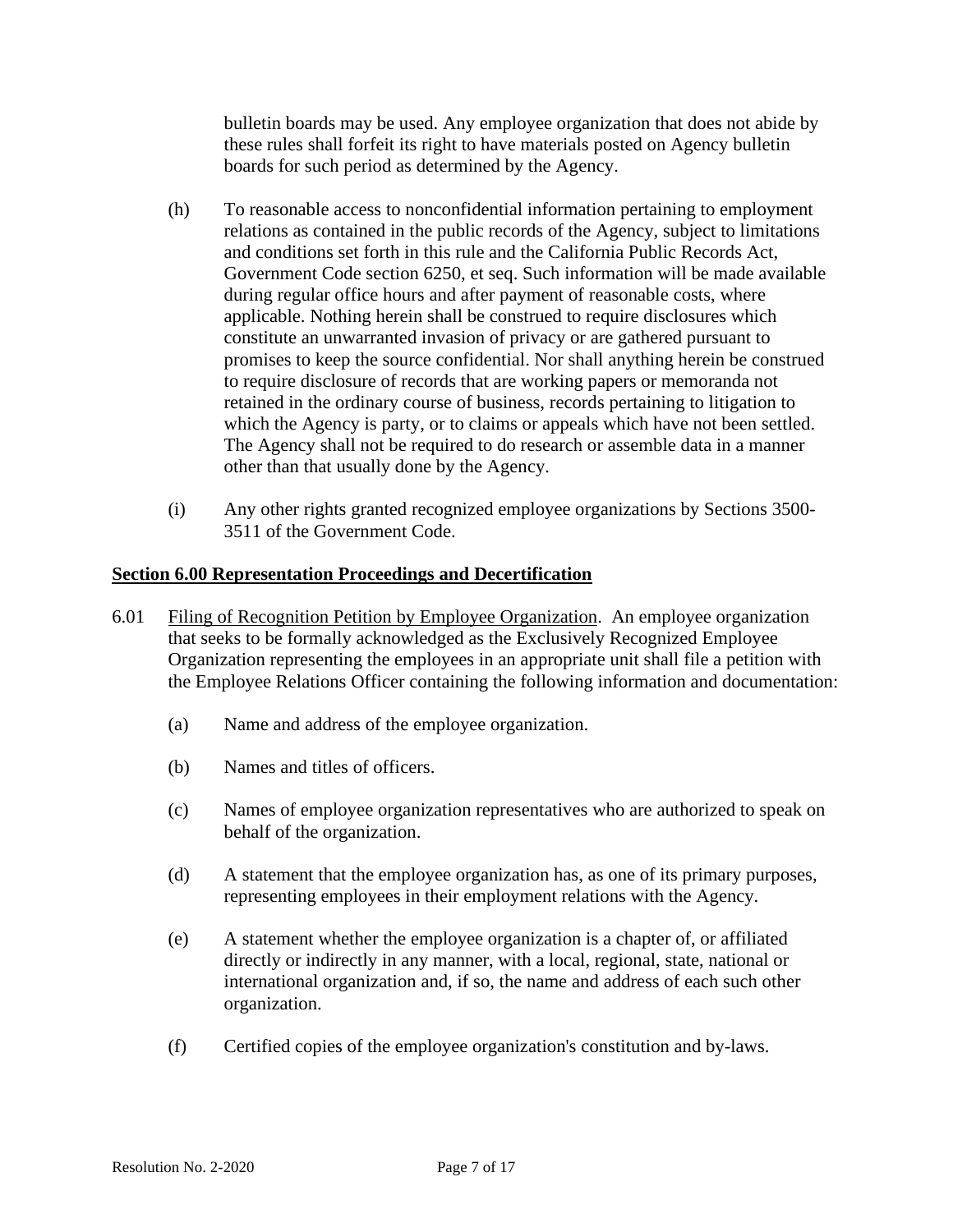bulletin boards may be used. Any employee organization that does not abide by these rules shall forfeit its right to have materials posted on Agency bulletin boards for such period as determined by the Agency.

(h) To reasonable access to nonconfidential information pertaining to employment relations as contained in the public records of the Agency, subject to limitations and conditions set forth in this rule and the California Public Records Act, Government Code section 6250, et seq. Such information will be made available during regular office hours and after payment of reasonable costs, where applicable. Nothing herein shall be construed to require disclosures which constitute an unwarranted invasion of privacy or are gathered pursuant to promises to keep the source confidential. Nor shall anything herein be construed to require disclosure of records that are working papers or memoranda not retained in the ordinary course of business, records pertaining to litigation to which the Agency is party, or to claims or appeals which have not been settled. The Agency shall not be required to do research or assemble data in a manner other than that usually done by the Agency.

(i) Any other rights granted recognized employee organizations by Sections 3500-3511 of the Government Code.

## Section 6.00 Representation Proceedings and Decertification

6.01 Filing of Recognition Petition by Employee Organization. An employee organization that seeks to be formally acknowledged as the Exclusively Recognized Employee Organization representing the employees in an appropriate unit shall file a petition with the Employee Relations Officer containing the following information and documentation:

(a) Name and address of the employee organization.

(b) Names and titles of officers.

(c) Names of employee organization representatives who are authorized to speak on behalf of the organization.

(d) A statement that the employee organization has, as one of its primary purposes, representing employees in their employment relations with the Agency.

(e) A statement whether the employee organization is a chapter of, or affiliated directly or indirectly in any manner, with a local, regional, state, national or international organization and, if so, the name and address of each such other organization.

(f) Certified copies of the employee organization's constitution and by-laws.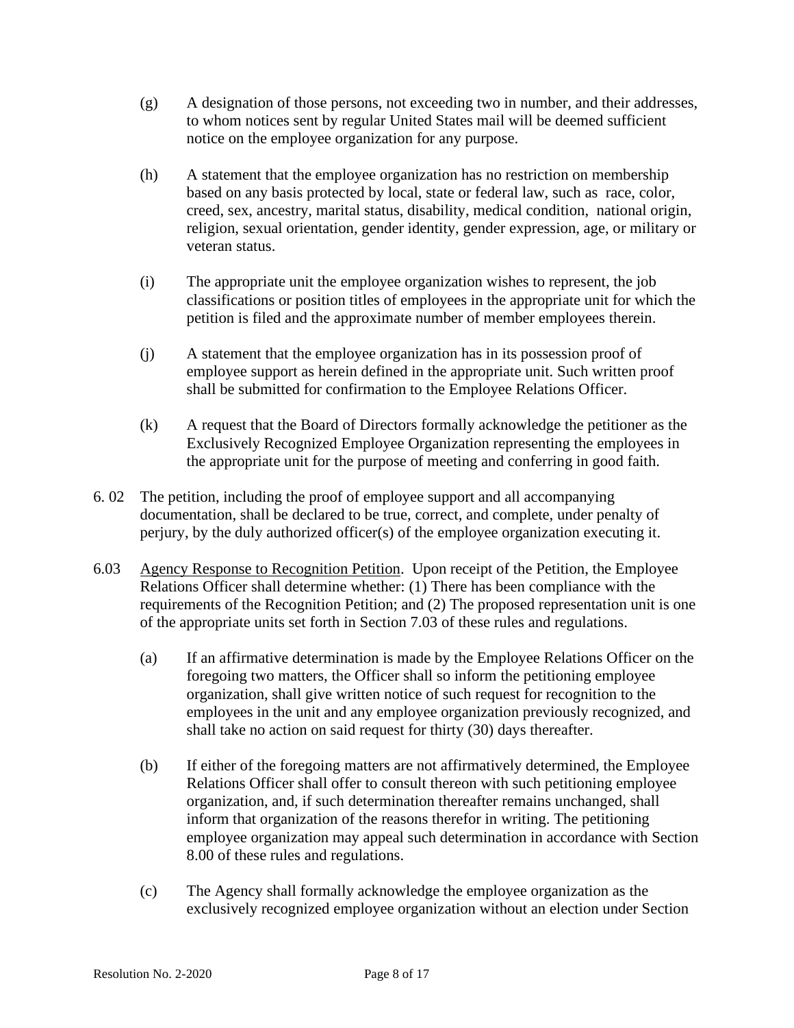(g) A designation of those persons, not exceeding two in number, and their addresses, to whom notices sent by regular United States mail will be deemed sufficient notice on the employee organization for any purpose.

(h) A statement that the employee organization has no restriction on membership based on any basis protected by local, state or federal law, such as race, color, creed, sex, ancestry, marital status, disability, medical condition, national origin, religion, sexual orientation, gender identity, gender expression, age, or military or veteran status.

(i) The appropriate unit the employee organization wishes to represent, the job classifications or position titles of employees in the appropriate unit for which the petition is filed and the approximate number of member employees therein.

(j) A statement that the employee organization has in its possession proof of employee support as herein defined in the appropriate unit. Such written proof shall be submitted for confirmation to the Employee Relations Officer.

(k) A request that the Board of Directors formally acknowledge the petitioner as the Exclusively Recognized Employee Organization representing the employees in the appropriate unit for the purpose of meeting and conferring in good faith.

6. 02 The petition, including the proof of employee support and all accompanying documentation, shall be declared to be true, correct, and complete, under penalty of perjury, by the duly authorized officer(s) of the employee organization executing it.

6.03 <u>Agency Response to Recognition Petition</u>. Upon receipt of the Petition, the Employee Relations Officer shall determine whether: (1) There has been compliance with the requirements of the Recognition Petition; and (2) The proposed representation unit is one of the appropriate units set forth in Section 7.03 of these rules and regulations.

(a) If an affirmative determination is made by the Employee Relations Officer on the foregoing two matters, the Officer shall so inform the petitioning employee organization, shall give written notice of such request for recognition to the employees in the unit and any employee organization previously recognized, and shall take no action on said request for thirty (30) days thereafter.

(b) If either of the foregoing matters are not affirmatively determined, the Employee Relations Officer shall offer to consult thereon with such petitioning employee organization, and, if such determination thereafter remains unchanged, shall inform that organization of the reasons therefor in writing. The petitioning employee organization may appeal such determination in accordance with Section 8.00 of these rules and regulations.

(c) The Agency shall formally acknowledge the employee organization as the exclusively recognized employee organization without an election under Section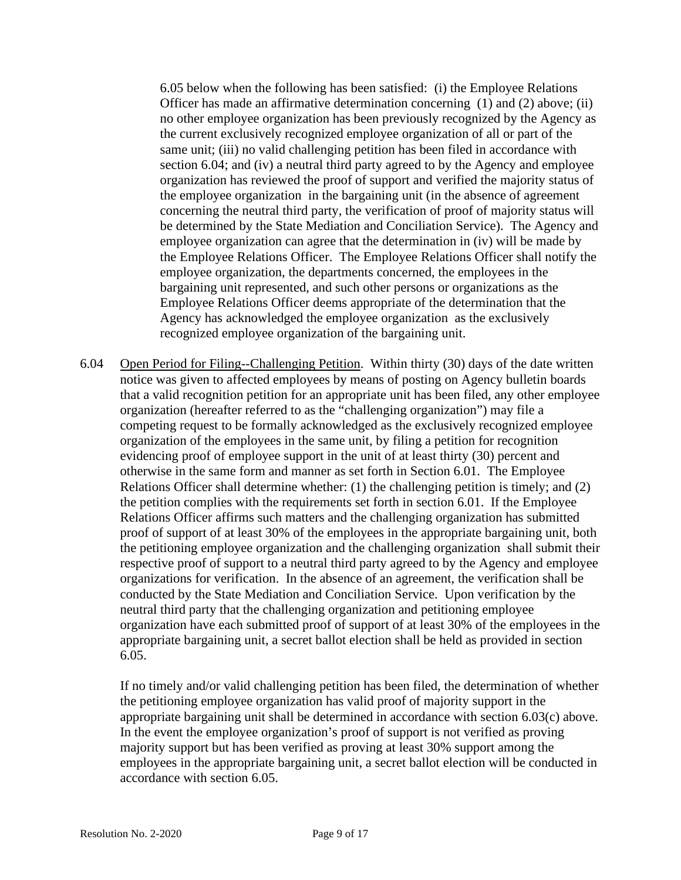6.05 below when the following has been satisfied: (i) the Employee Relations Officer has made an affirmative determination concerning (1) and (2) above; (ii) no other employee organization has been previously recognized by the Agency as the current exclusively recognized employee organization of all or part of the same unit; (iii) no valid challenging petition has been filed in accordance with section 6.04; and (iv) a neutral third party agreed to by the Agency and employee organization has reviewed the proof of support and verified the majority status of the employee organization in the bargaining unit (in the absence of agreement concerning the neutral third party, the verification of proof of majority status will be determined by the State Mediation and Conciliation Service). The Agency and employee organization can agree that the determination in (iv) will be made by the Employee Relations Officer. The Employee Relations Officer shall notify the employee organization, the departments concerned, the employees in the bargaining unit represented, and such other persons or organizations as the Employee Relations Officer deems appropriate of the determination that the Agency has acknowledged the employee organization as the exclusively recognized employee organization of the bargaining unit.

6.04 Open Period for Filing--Challenging Petition. Within thirty (30) days of the date written notice was given to affected employees by means of posting on Agency bulletin boards that a valid recognition petition for an appropriate unit has been filed, any other employee organization (hereafter referred to as the "challenging organization") may file a competing request to be formally acknowledged as the exclusively recognized employee organization of the employees in the same unit, by filing a petition for recognition evidencing proof of employee support in the unit of at least thirty (30) percent and otherwise in the same form and manner as set forth in Section 6.01. The Employee Relations Officer shall determine whether: (1) the challenging petition is timely; and (2) the petition complies with the requirements set forth in section 6.01. If the Employee Relations Officer affirms such matters and the challenging organization has submitted proof of support of at least 30% of the employees in the appropriate bargaining unit, both the petitioning employee organization and the challenging organization shall submit their respective proof of support to a neutral third party agreed to by the Agency and employee organizations for verification. In the absence of an agreement, the verification shall be conducted by the State Mediation and Conciliation Service. Upon verification by the neutral third party that the challenging organization and petitioning employee organization have each submitted proof of support of at least 30% of the employees in the appropriate bargaining unit, a secret ballot election shall be held as provided in section 6.05.

If no timely and/or valid challenging petition has been filed, the determination of whether the petitioning employee organization has valid proof of majority support in the appropriate bargaining unit shall be determined in accordance with section 6.03(c) above. In the event the employee organization's proof of support is not verified as proving majority support but has been verified as proving at least 30% support among the employees in the appropriate bargaining unit, a secret ballot election will be conducted in accordance with section 6.05.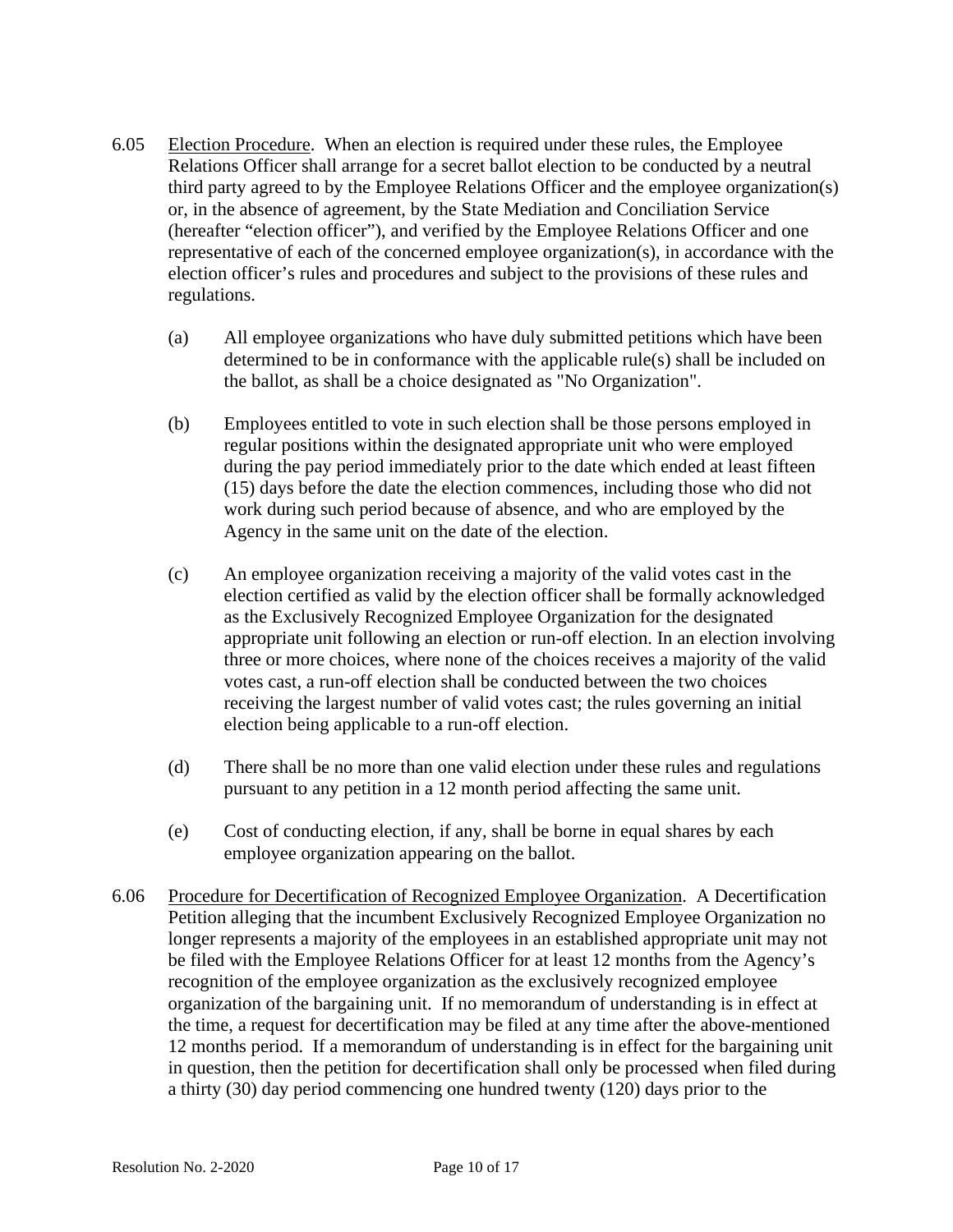6.05 Election Procedure. When an election is required under these rules, the Employee Relations Officer shall arrange for a secret ballot election to be conducted by a neutral third party agreed to by the Employee Relations Officer and the employee organization(s) or, in the absence of agreement, by the State Mediation and Conciliation Service (hereafter "election officer"), and verified by the Employee Relations Officer and one representative of each of the concerned employee organization(s), in accordance with the election officer's rules and procedures and subject to the provisions of these rules and regulations.

(a) All employee organizations who have duly submitted petitions which have been determined to be in conformance with the applicable rule(s) shall be included on the ballot, as shall be a choice designated as "No Organization".

(b) Employees entitled to vote in such election shall be those persons employed in regular positions within the designated appropriate unit who were employed during the pay period immediately prior to the date which ended at least fifteen (15) days before the date the election commences, including those who did not work during such period because of absence, and who are employed by the Agency in the same unit on the date of the election.

(c) An employee organization receiving a majority of the valid votes cast in the election certified as valid by the election officer shall be formally acknowledged as the Exclusively Recognized Employee Organization for the designated appropriate unit following an election or run-off election. In an election involving three or more choices, where none of the choices receives a majority of the valid votes cast, a run-off election shall be conducted between the two choices receiving the largest number of valid votes cast; the rules governing an initial election being applicable to a run-off election.

(d) There shall be no more than one valid election under these rules and regulations pursuant to any petition in a 12 month period affecting the same unit.

(e) Cost of conducting election, if any, shall be borne in equal shares by each employee organization appearing on the ballot.

6.06 Procedure for Decertification of Recognized Employee Organization. A Decertification Petition alleging that the incumbent Exclusively Recognized Employee Organization no longer represents a majority of the employees in an established appropriate unit may not be filed with the Employee Relations Officer for at least 12 months from the Agency's recognition of the employee organization as the exclusively recognized employee organization of the bargaining unit. If no memorandum of understanding is in effect at the time, a request for decertification may be filed at any time after the above-mentioned 12 months period. If a memorandum of understanding is in effect for the bargaining unit in question, then the petition for decertification shall only be processed when filed during a thirty (30) day period commencing one hundred twenty (120) days prior to the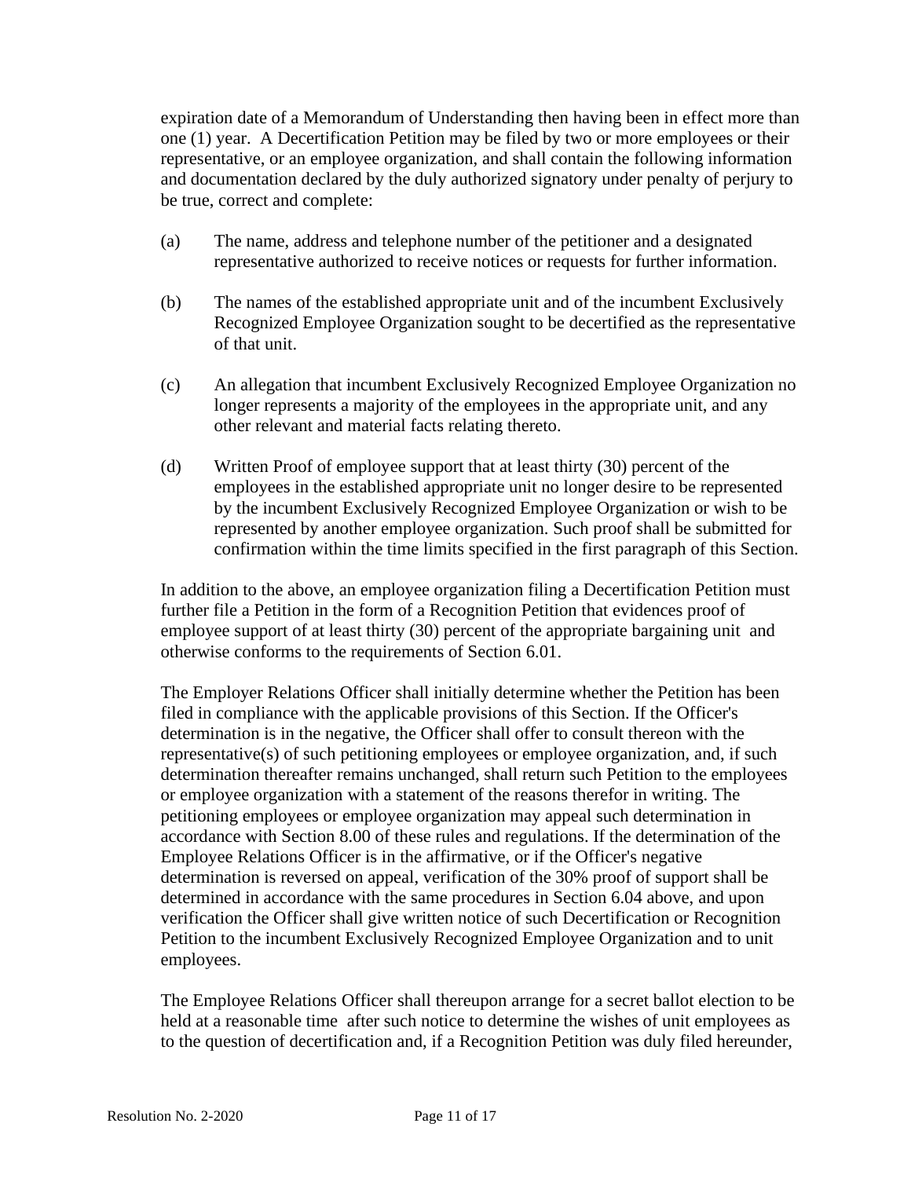expiration date of a Memorandum of Understanding then having been in effect more than one (1) year. A Decertification Petition may be filed by two or more employees or their representative, or an employee organization, and shall contain the following information and documentation declared by the duly authorized signatory under penalty of perjury to be true, correct and complete:

(a) The name, address and telephone number of the petitioner and a designated representative authorized to receive notices or requests for further information.

(b) The names of the established appropriate unit and of the incumbent Exclusively Recognized Employee Organization sought to be decertified as the representative of that unit.

(c) An allegation that incumbent Exclusively Recognized Employee Organization no longer represents a majority of the employees in the appropriate unit, and any other relevant and material facts relating thereto.

(d) Written Proof of employee support that at least thirty (30) percent of the employees in the established appropriate unit no longer desire to be represented by the incumbent Exclusively Recognized Employee Organization or wish to be represented by another employee organization. Such proof shall be submitted for confirmation within the time limits specified in the first paragraph of this Section.

In addition to the above, an employee organization filing a Decertification Petition must further file a Petition in the form of a Recognition Petition that evidences proof of employee support of at least thirty (30) percent of the appropriate bargaining unit and otherwise conforms to the requirements of Section 6.01.

The Employer Relations Officer shall initially determine whether the Petition has been filed in compliance with the applicable provisions of this Section. If the Officer's determination is in the negative, the Officer shall offer to consult thereon with the representative(s) of such petitioning employees or employee organization, and, if such determination thereafter remains unchanged, shall return such Petition to the employees or employee organization with a statement of the reasons therefor in writing. The petitioning employees or employee organization may appeal such determination in accordance with Section 8.00 of these rules and regulations. If the determination of the Employee Relations Officer is in the affirmative, or if the Officer's negative determination is reversed on appeal, verification of the 30% proof of support shall be determined in accordance with the same procedures in Section 6.04 above, and upon verification the Officer shall give written notice of such Decertification or Recognition Petition to the incumbent Exclusively Recognized Employee Organization and to unit employees.

The Employee Relations Officer shall thereupon arrange for a secret ballot election to be held at a reasonable time after such notice to determine the wishes of unit employees as to the question of decertification and, if a Recognition Petition was duly filed hereunder,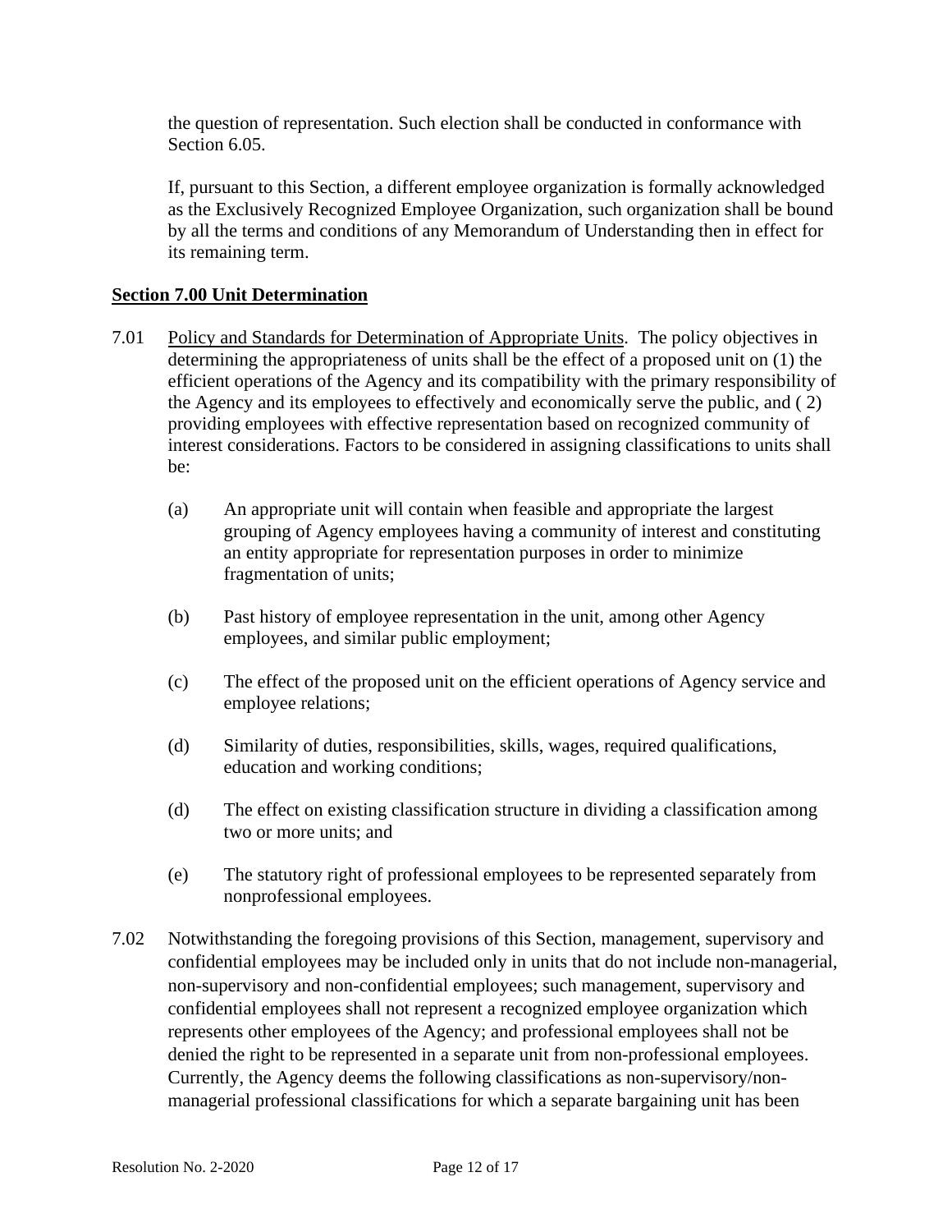the question of representation. Such election shall be conducted in conformance with Section 6.05.

If, pursuant to this Section, a different employee organization is formally acknowledged as the Exclusively Recognized Employee Organization, such organization shall be bound by all the terms and conditions of any Memorandum of Understanding then in effect for its remaining term.

## Section 7.00 Unit Determination

7.01 Policy and Standards for Determination of Appropriate Units. The policy objectives in determining the appropriateness of units shall be the effect of a proposed unit on (1) the efficient operations of the Agency and its compatibility with the primary responsibility of the Agency and its employees to effectively and economically serve the public, and ( 2) providing employees with effective representation based on recognized community of interest considerations. Factors to be considered in assigning classifications to units shall be:

(a) An appropriate unit will contain when feasible and appropriate the largest grouping of Agency employees having a community of interest and constituting an entity appropriate for representation purposes in order to minimize fragmentation of units;

(b) Past history of employee representation in the unit, among other Agency employees, and similar public employment;

(c) The effect of the proposed unit on the efficient operations of Agency service and employee relations;

(d) Similarity of duties, responsibilities, skills, wages, required qualifications, education and working conditions;

(d) The effect on existing classification structure in dividing a classification among two or more units; and

(e) The statutory right of professional employees to be represented separately from nonprofessional employees.

7.02 Notwithstanding the foregoing provisions of this Section, management, supervisory and confidential employees may be included only in units that do not include non-managerial, non-supervisory and non-confidential employees; such management, supervisory and confidential employees shall not represent a recognized employee organization which represents other employees of the Agency; and professional employees shall not be denied the right to be represented in a separate unit from non-professional employees. Currently, the Agency deems the following classifications as non-supervisory/non-managerial professional classifications for which a separate bargaining unit has been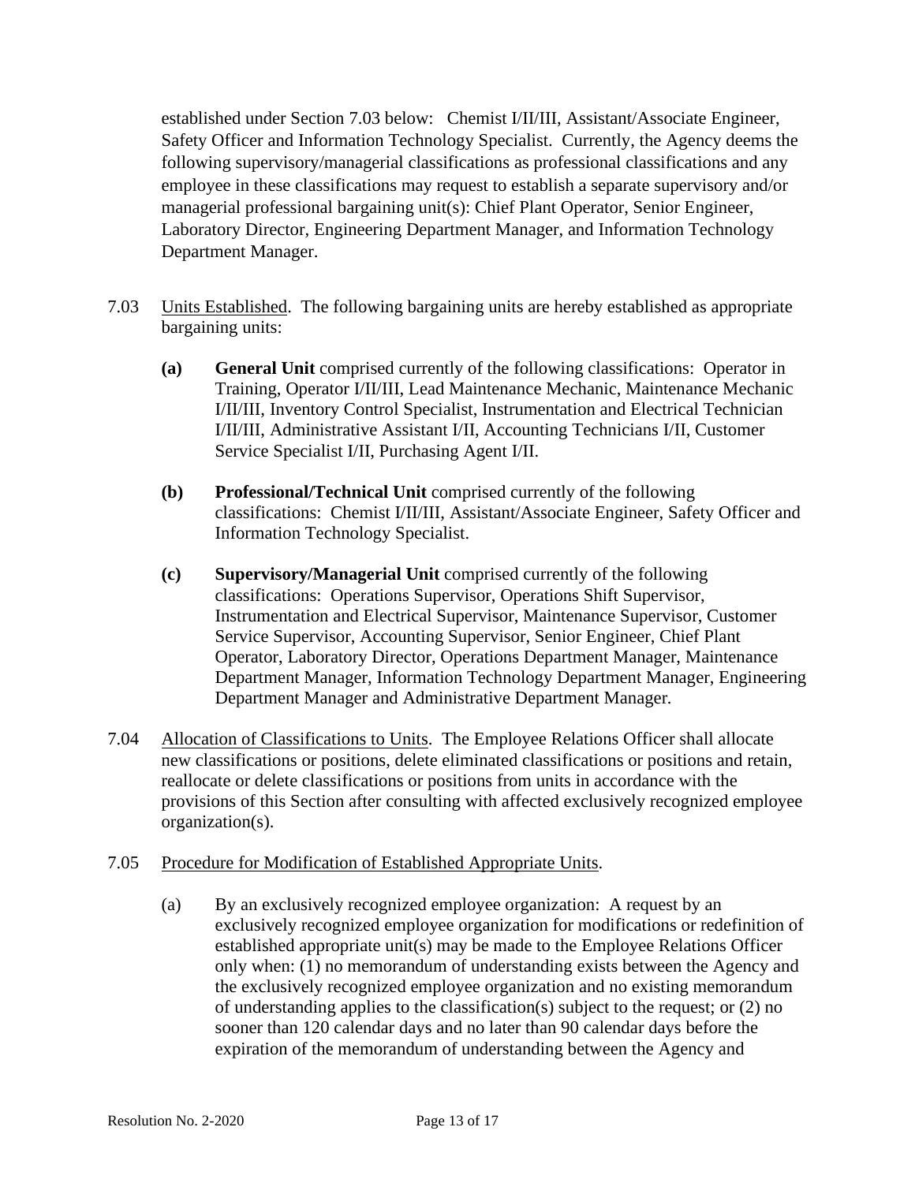established under Section 7.03 below: Chemist I/II/III, Assistant/Associate Engineer, Safety Officer and Information Technology Specialist. Currently, the Agency deems the following supervisory/managerial classifications as professional classifications and any employee in these classifications may request to establish a separate supervisory and/or managerial professional bargaining unit(s): Chief Plant Operator, Senior Engineer, Laboratory Director, Engineering Department Manager, and Information Technology Department Manager.

7.03 Units Established. The following bargaining units are hereby established as appropriate bargaining units:

**(a)** **General Unit** comprised currently of the following classifications: Operator in Training, Operator I/II/III, Lead Maintenance Mechanic, Maintenance Mechanic I/II/III, Inventory Control Specialist, Instrumentation and Electrical Technician I/II/III, Administrative Assistant I/II, Accounting Technicians I/II, Customer Service Specialist I/II, Purchasing Agent I/II.

**(b)** **Professional/Technical Unit** comprised currently of the following classifications: Chemist I/II/III, Assistant/Associate Engineer, Safety Officer and Information Technology Specialist.

**(c)** **Supervisory/Managerial Unit** comprised currently of the following classifications: Operations Supervisor, Operations Shift Supervisor, Instrumentation and Electrical Supervisor, Maintenance Supervisor, Customer Service Supervisor, Accounting Supervisor, Senior Engineer, Chief Plant Operator, Laboratory Director, Operations Department Manager, Maintenance Department Manager, Information Technology Department Manager, Engineering Department Manager and Administrative Department Manager.

7.04 Allocation of Classifications to Units. The Employee Relations Officer shall allocate new classifications or positions, delete eliminated classifications or positions and retain, reallocate or delete classifications or positions from units in accordance with the provisions of this Section after consulting with affected exclusively recognized employee organization(s).

7.05 Procedure for Modification of Established Appropriate Units.

(a) By an exclusively recognized employee organization: A request by an exclusively recognized employee organization for modifications or redefinition of established appropriate unit(s) may be made to the Employee Relations Officer only when: (1) no memorandum of understanding exists between the Agency and the exclusively recognized employee organization and no existing memorandum of understanding applies to the classification(s) subject to the request; or (2) no sooner than 120 calendar days and no later than 90 calendar days before the expiration of the memorandum of understanding between the Agency and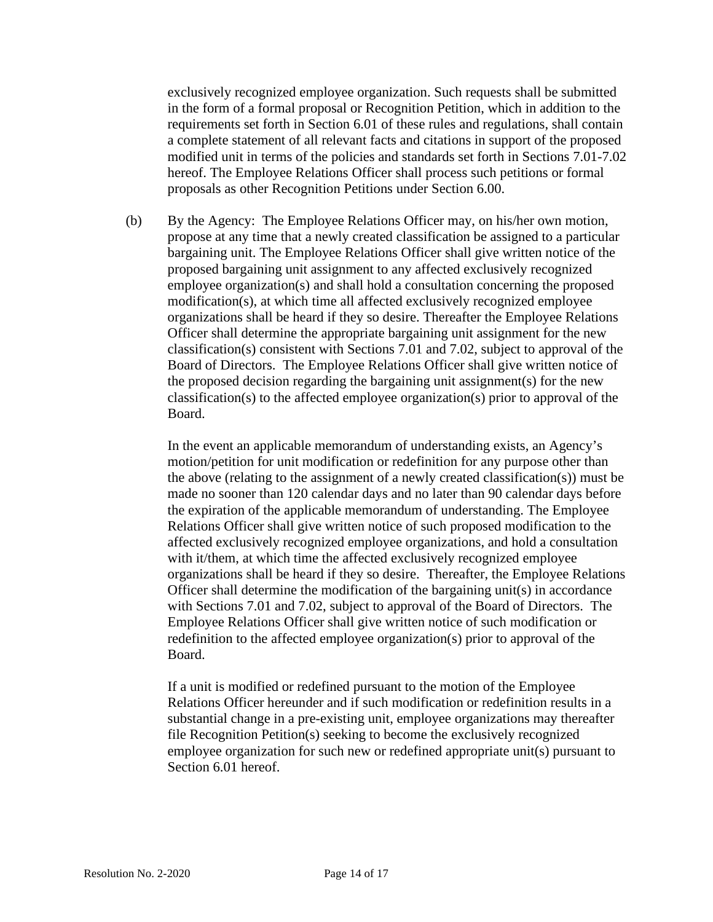exclusively recognized employee organization. Such requests shall be submitted in the form of a formal proposal or Recognition Petition, which in addition to the requirements set forth in Section 6.01 of these rules and regulations, shall contain a complete statement of all relevant facts and citations in support of the proposed modified unit in terms of the policies and standards set forth in Sections 7.01-7.02 hereof. The Employee Relations Officer shall process such petitions or formal proposals as other Recognition Petitions under Section 6.00.

(b) By the Agency: The Employee Relations Officer may, on his/her own motion, propose at any time that a newly created classification be assigned to a particular bargaining unit. The Employee Relations Officer shall give written notice of the proposed bargaining unit assignment to any affected exclusively recognized employee organization(s) and shall hold a consultation concerning the proposed modification(s), at which time all affected exclusively recognized employee organizations shall be heard if they so desire. Thereafter the Employee Relations Officer shall determine the appropriate bargaining unit assignment for the new classification(s) consistent with Sections 7.01 and 7.02, subject to approval of the Board of Directors. The Employee Relations Officer shall give written notice of the proposed decision regarding the bargaining unit assignment(s) for the new classification(s) to the affected employee organization(s) prior to approval of the Board.

In the event an applicable memorandum of understanding exists, an Agency's motion/petition for unit modification or redefinition for any purpose other than the above (relating to the assignment of a newly created classification(s)) must be made no sooner than 120 calendar days and no later than 90 calendar days before the expiration of the applicable memorandum of understanding. The Employee Relations Officer shall give written notice of such proposed modification to the affected exclusively recognized employee organizations, and hold a consultation with it/them, at which time the affected exclusively recognized employee organizations shall be heard if they so desire. Thereafter, the Employee Relations Officer shall determine the modification of the bargaining unit(s) in accordance with Sections 7.01 and 7.02, subject to approval of the Board of Directors. The Employee Relations Officer shall give written notice of such modification or redefinition to the affected employee organization(s) prior to approval of the Board.

If a unit is modified or redefined pursuant to the motion of the Employee Relations Officer hereunder and if such modification or redefinition results in a substantial change in a pre-existing unit, employee organizations may thereafter file Recognition Petition(s) seeking to become the exclusively recognized employee organization for such new or redefined appropriate unit(s) pursuant to Section 6.01 hereof.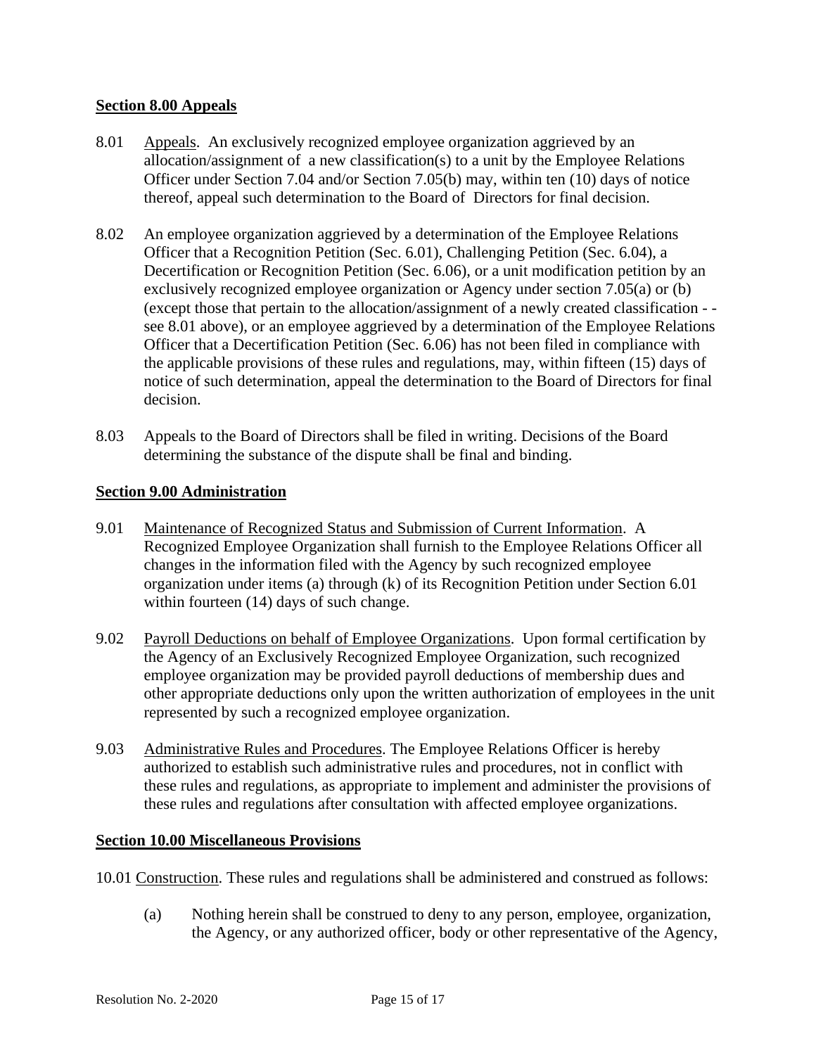**Section 8.00 Appeals**

8.01 Appeals. An exclusively recognized employee organization aggrieved by an allocation/assignment of a new classification(s) to a unit by the Employee Relations Officer under Section 7.04 and/or Section 7.05(b) may, within ten (10) days of notice thereof, appeal such determination to the Board of Directors for final decision.

8.02 An employee organization aggrieved by a determination of the Employee Relations Officer that a Recognition Petition (Sec. 6.01), Challenging Petition (Sec. 6.04), a Decertification or Recognition Petition (Sec. 6.06), or a unit modification petition by an exclusively recognized employee organization or Agency under section 7.05(a) or (b) (except those that pertain to the allocation/assignment of a newly created classification - - see 8.01 above), or an employee aggrieved by a determination of the Employee Relations Officer that a Decertification Petition (Sec. 6.06) has not been filed in compliance with the applicable provisions of these rules and regulations, may, within fifteen (15) days of notice of such determination, appeal the determination to the Board of Directors for final decision.

8.03 Appeals to the Board of Directors shall be filed in writing. Decisions of the Board determining the substance of the dispute shall be final and binding.

**Section 9.00 Administration**

9.01 Maintenance of Recognized Status and Submission of Current Information. A Recognized Employee Organization shall furnish to the Employee Relations Officer all changes in the information filed with the Agency by such recognized employee organization under items (a) through (k) of its Recognition Petition under Section 6.01 within fourteen (14) days of such change.

9.02 Payroll Deductions on behalf of Employee Organizations. Upon formal certification by the Agency of an Exclusively Recognized Employee Organization, such recognized employee organization may be provided payroll deductions of membership dues and other appropriate deductions only upon the written authorization of employees in the unit represented by such a recognized employee organization.

9.03 Administrative Rules and Procedures. The Employee Relations Officer is hereby authorized to establish such administrative rules and procedures, not in conflict with these rules and regulations, as appropriate to implement and administer the provisions of these rules and regulations after consultation with affected employee organizations.

**Section 10.00 Miscellaneous Provisions**

10.01 Construction. These rules and regulations shall be administered and construed as follows:

(a) Nothing herein shall be construed to deny to any person, employee, organization, the Agency, or any authorized officer, body or other representative of the Agency,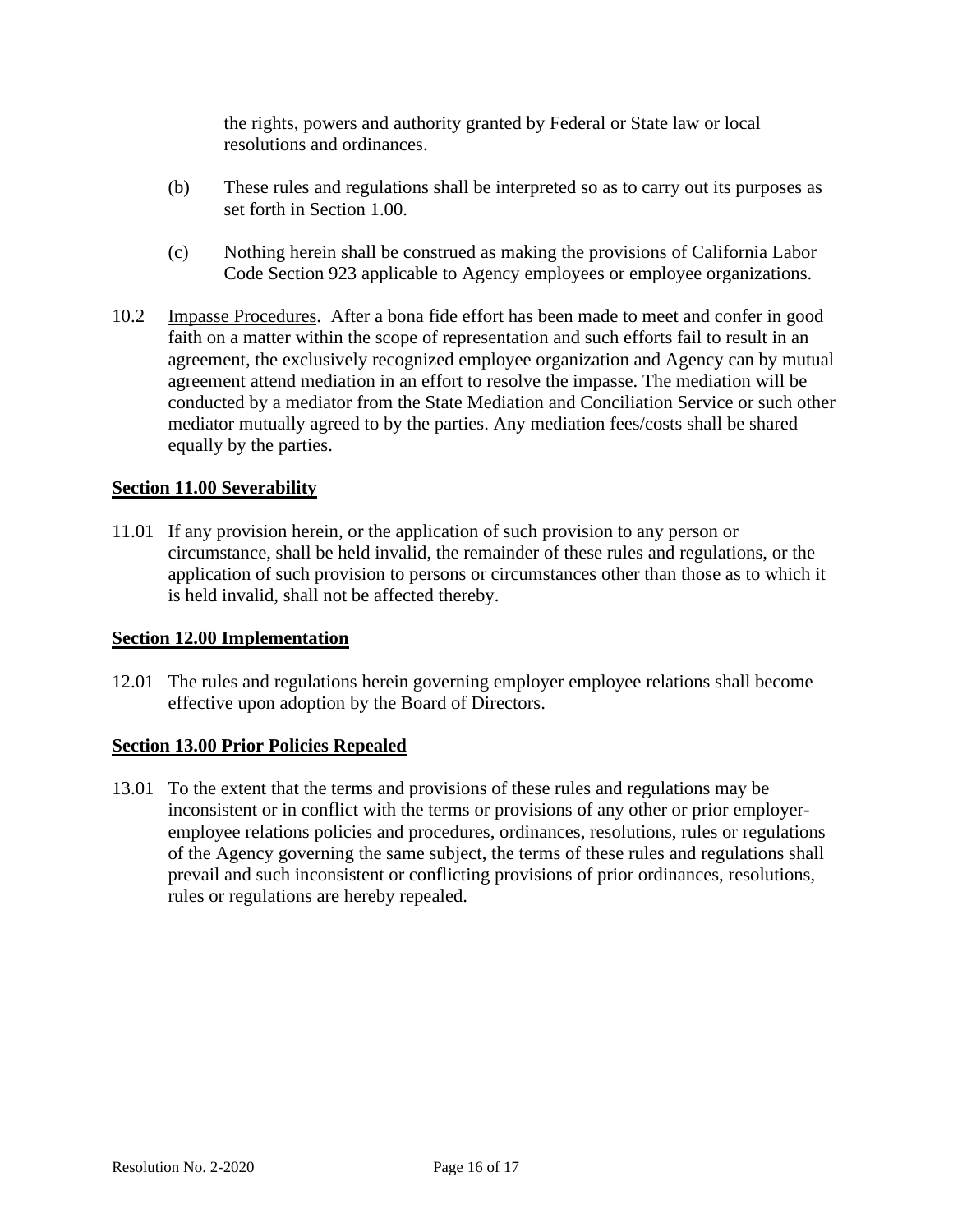the rights, powers and authority granted by Federal or State law or local resolutions and ordinances.

(b) These rules and regulations shall be interpreted so as to carry out its purposes as set forth in Section 1.00.

(c) Nothing herein shall be construed as making the provisions of California Labor Code Section 923 applicable to Agency employees or employee organizations.

10.2 Impasse Procedures. After a bona fide effort has been made to meet and confer in good faith on a matter within the scope of representation and such efforts fail to result in an agreement, the exclusively recognized employee organization and Agency can by mutual agreement attend mediation in an effort to resolve the impasse. The mediation will be conducted by a mediator from the State Mediation and Conciliation Service or such other mediator mutually agreed to by the parties. Any mediation fees/costs shall be shared equally by the parties.

## Section 11.00 Severability

11.01 If any provision herein, or the application of such provision to any person or circumstance, shall be held invalid, the remainder of these rules and regulations, or the application of such provision to persons or circumstances other than those as to which it is held invalid, shall not be affected thereby.

## Section 12.00 Implementation

12.01 The rules and regulations herein governing employer employee relations shall become effective upon adoption by the Board of Directors.

## Section 13.00 Prior Policies Repealed

13.01 To the extent that the terms and provisions of these rules and regulations may be inconsistent or in conflict with the terms or provisions of any other or prior employer-employee relations policies and procedures, ordinances, resolutions, rules or regulations of the Agency governing the same subject, the terms of these rules and regulations shall prevail and such inconsistent or conflicting provisions of prior ordinances, resolutions, rules or regulations are hereby repealed.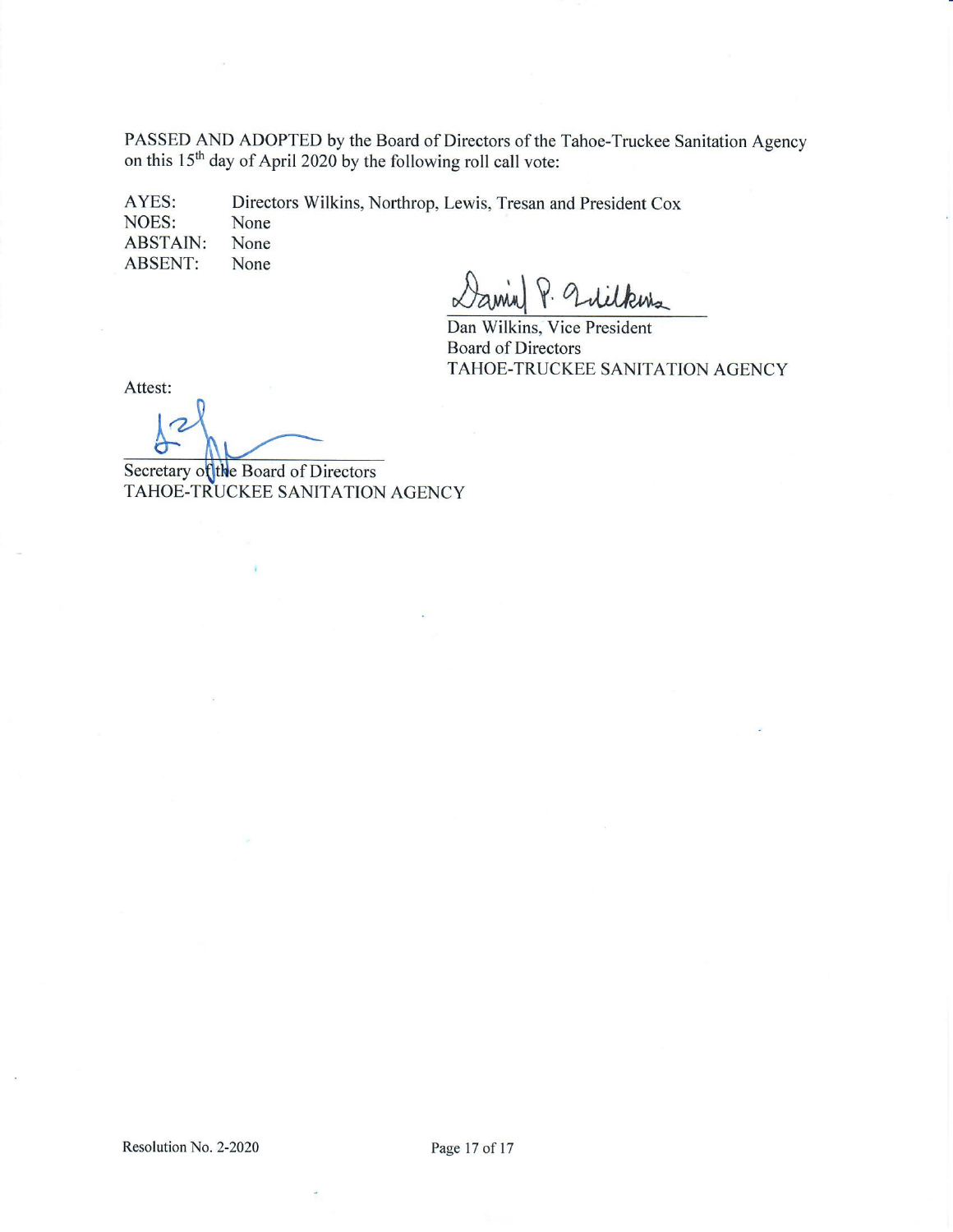PASSED AND ADOPTED by the Board of Directors of the Tahoe-Truckee Sanitation Agency on this 15th day of April 2020 by the following roll call vote:

| | |
|---|---|
| AYES: | Directors Wilkins, Northrop, Lewis, Tresan and President Cox |
| NOES: | None |
| ABSTAIN: | None |
| ABSENT: | None |

Dan Wilkins, Vice President
Board of Directors
TAHOE-TRUCKEE SANITATION AGENCY

Attest:

Secretary of the Board of Directors
TAHOE-TRUCKEE SANITATION AGENCY

Resolution No. 2-2020